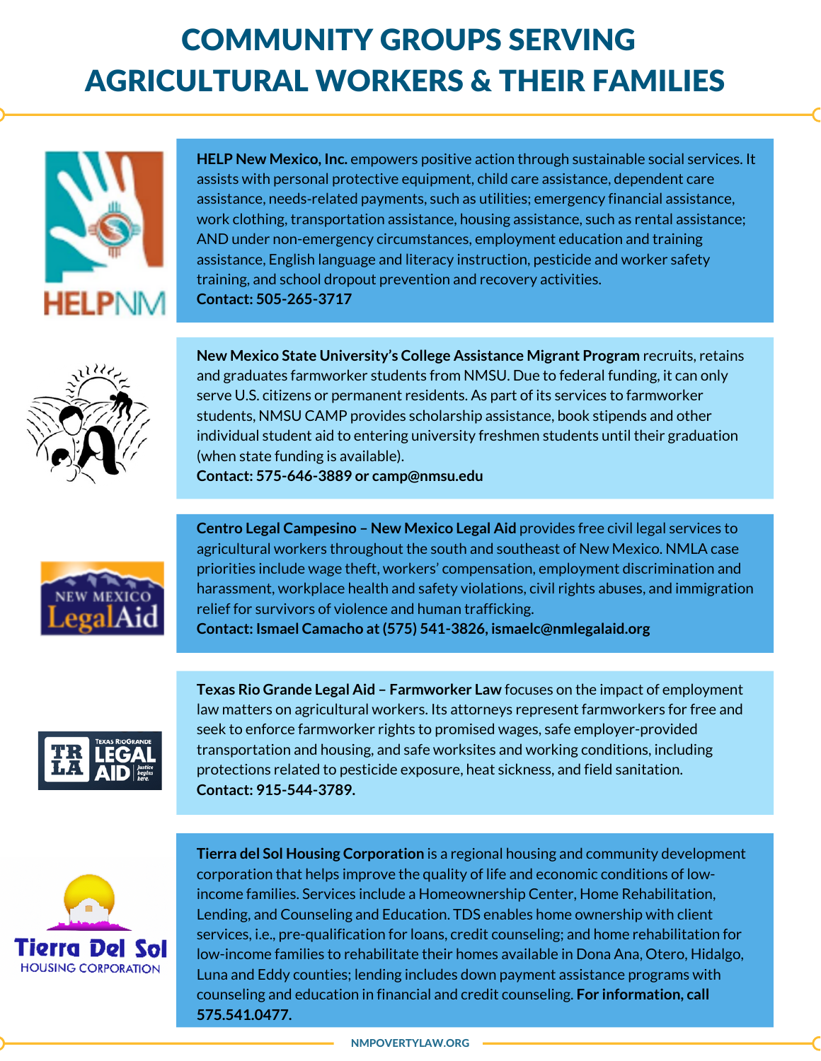# COMMUNITY GROUPS SERVING AGRICULTURAL WORKERS & THEIR FAMILIES

**HELP New Mexico, Inc.** empowers positive action through sustainable social services. It assists with personal protective equipment, child care assistance, dependent care assistance, needs-related payments, such as utilities; emergency financial assistance, work clothing, transportation assistance, housing assistance, such as rental assistance; AND under non-emergency circumstances, employment education and training assistance, English language and literacy instruction, pesticide and worker safety training, and school dropout prevention and recovery activities.
**Contact: 505-265-3717**

**New Mexico State University's College Assistance Migrant Program** recruits, retains and graduates farmworker students from NMSU. Due to federal funding, it can only serve U.S. citizens or permanent residents. As part of its services to farmworker students, NMSU CAMP provides scholarship assistance, book stipends and other individual student aid to entering university freshmen students until their graduation (when state funding is available).
**Contact: 575-646-3889 or camp@nmsu.edu**

**Centro Legal Campesino – New Mexico Legal Aid** provides free civil legal services to agricultural workers throughout the south and southeast of New Mexico. NMLA case priorities include wage theft, workers' compensation, employment discrimination and harassment, workplace health and safety violations, civil rights abuses, and immigration relief for survivors of violence and human trafficking.
**Contact: Ismael Camacho at (575) 541-3826, ismaelc@nmlegalaid.org**

**Texas Rio Grande Legal Aid – Farmworker Law** focuses on the impact of employment law matters on agricultural workers. Its attorneys represent farmworkers for free and seek to enforce farmworker rights to promised wages, safe employer-provided transportation and housing, and safe worksites and working conditions, including protections related to pesticide exposure, heat sickness, and field sanitation.
**Contact: 915-544-3789.**

**Tierra del Sol Housing Corporation** is a regional housing and community development corporation that helps improve the quality of life and economic conditions of low-income families. Services include a Homeownership Center, Home Rehabilitation, Lending, and Counseling and Education. TDS enables home ownership with client services, i.e., pre-qualification for loans, credit counseling; and home rehabilitation for low-income families to rehabilitate their homes available in Dona Ana, Otero, Hidalgo, Luna and Eddy counties; lending includes down payment assistance programs with counseling and education in financial and credit counseling. **For information, call 575.541.0477.**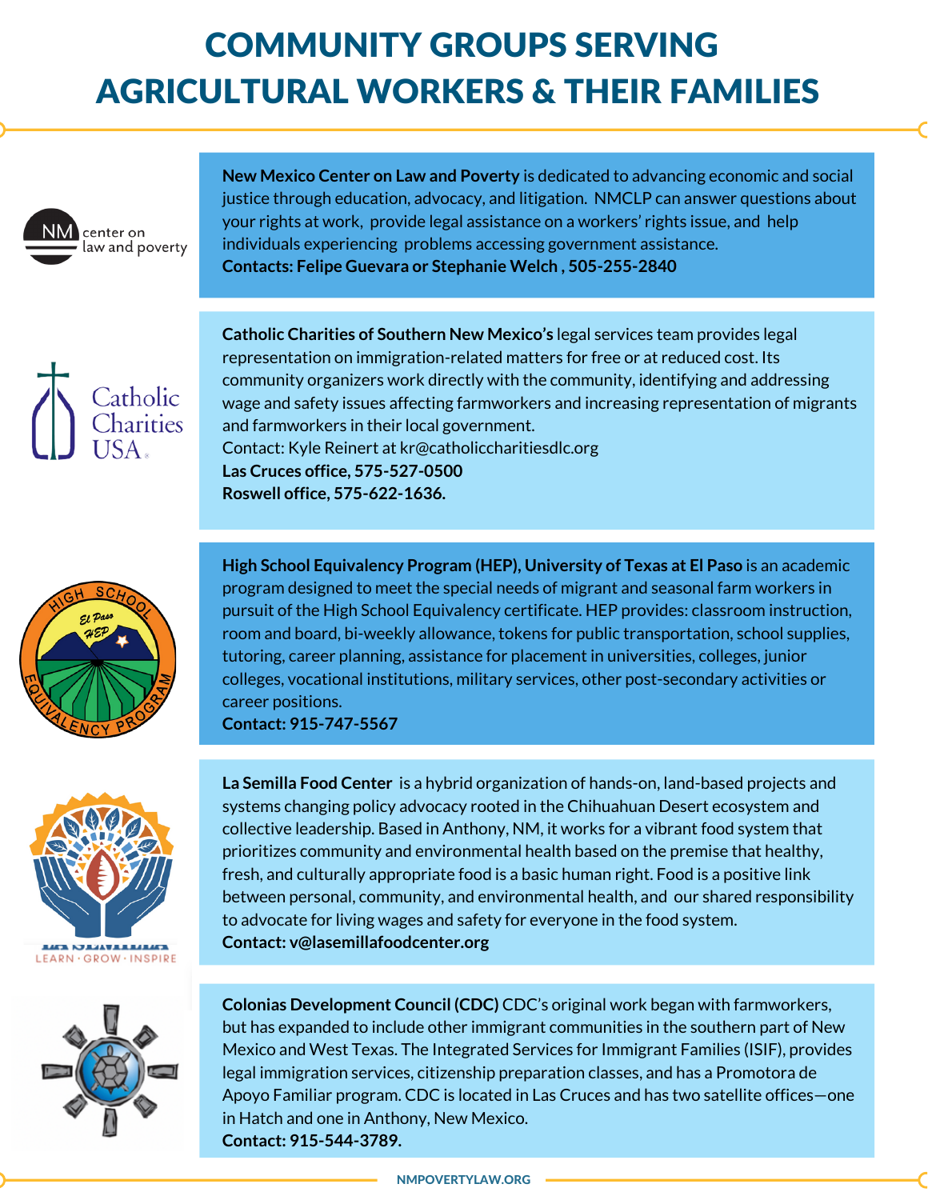# COMMUNITY GROUPS SERVING AGRICULTURAL WORKERS & THEIR FAMILIES

**New Mexico Center on Law and Poverty** is dedicated to advancing economic and social justice through education, advocacy, and litigation. NMCLP can answer questions about your rights at work, provide legal assistance on a workers' rights issue, and help individuals experiencing problems accessing government assistance.
**Contacts: Felipe Guevara or Stephanie Welch , 505-255-2840**

**Catholic Charities of Southern New Mexico's** legal services team provides legal representation on immigration-related matters for free or at reduced cost. Its community organizers work directly with the community, identifying and addressing wage and safety issues affecting farmworkers and increasing representation of migrants and farmworkers in their local government.
Contact: Kyle Reinert at kr@catholiccharitiesdlc.org
**Las Cruces office, 575-527-0500**
**Roswell office, 575-622-1636.**

**High School Equivalency Program (HEP), University of Texas at El Paso** is an academic program designed to meet the special needs of migrant and seasonal farm workers in pursuit of the High School Equivalency certificate. HEP provides: classroom instruction, room and board, bi-weekly allowance, tokens for public transportation, school supplies, tutoring, career planning, assistance for placement in universities, colleges, junior colleges, vocational institutions, military services, other post-secondary activities or career positions.
**Contact: 915-747-5567**

**La Semilla Food Center** is a hybrid organization of hands-on, land-based projects and systems changing policy advocacy rooted in the Chihuahuan Desert ecosystem and collective leadership. Based in Anthony, NM, it works for a vibrant food system that prioritizes community and environmental health based on the premise that healthy, fresh, and culturally appropriate food is a basic human right. Food is a positive link between personal, community, and environmental health, and our shared responsibility to advocate for living wages and safety for everyone in the food system.
**Contact: v@lasemillafoodcenter.org**

**Colonias Development Council (CDC)** CDC's original work began with farmworkers, but has expanded to include other immigrant communities in the southern part of New Mexico and West Texas. The Integrated Services for Immigrant Families (ISIF), provides legal immigration services, citizenship preparation classes, and has a Promotora de Apoyo Familiar program. CDC is located in Las Cruces and has two satellite offices—one in Hatch and one in Anthony, New Mexico.
**Contact: 915-544-3789.**

NMPOVERTYLAW.ORG